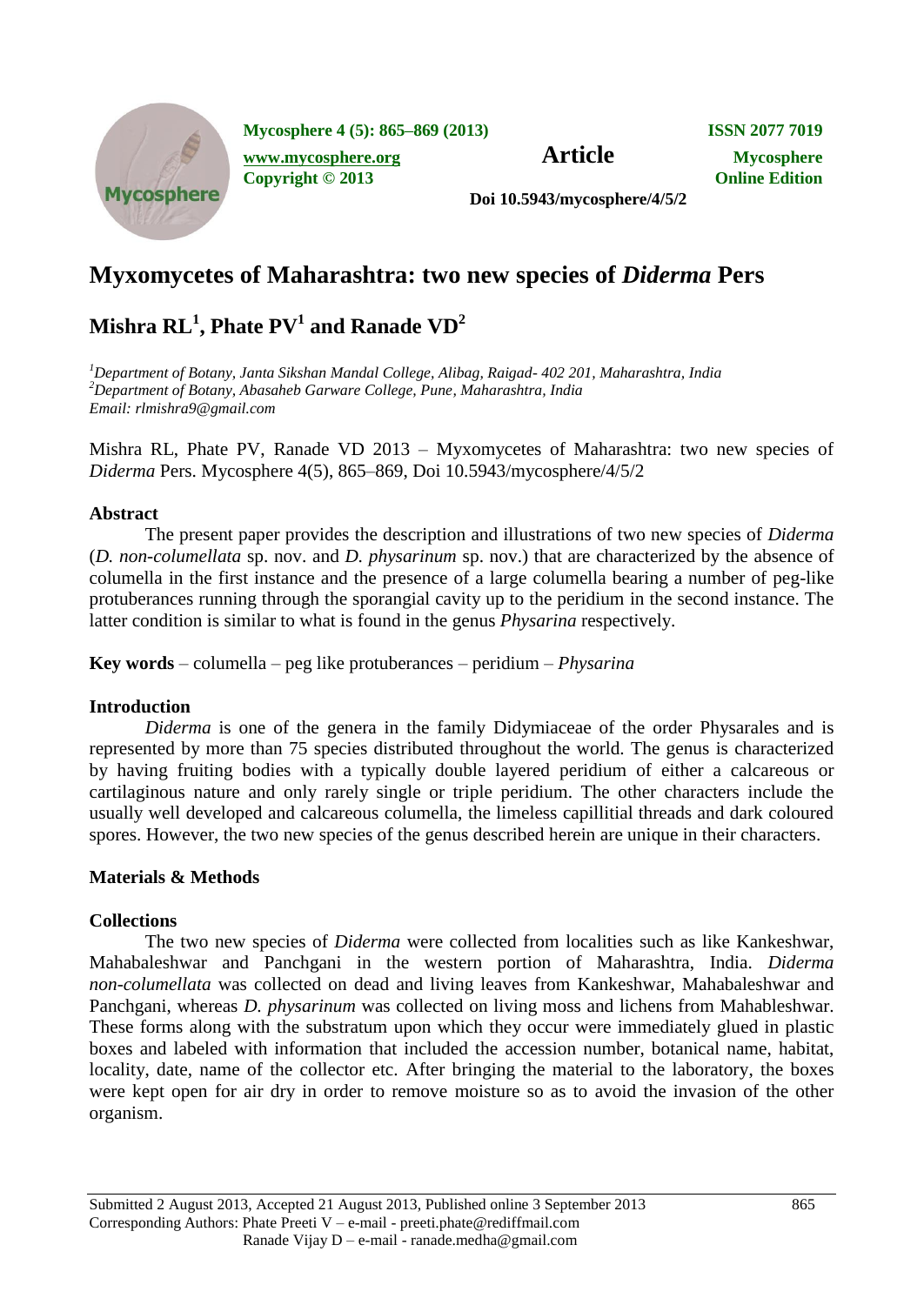# Myxomycetes of Maharashtra: two new species of *Diderma* Pers

## Mishra RL[1], Phate PV[1] and Ranade VD[2]

*[1]Department of Botany, Janta Sikshan Mandal College, Alibag, Raigad- 402 201, Maharashtra, India*
*[2]Department of Botany, Abasaheb Garware College, Pune, Maharashtra, India*
*Email: rlmishra9@gmail.com*

Mishra RL, Phate PV, Ranade VD 2013 – Myxomycetes of Maharashtra: two new species of *Diderma* Pers. Mycosphere 4(5), 865–869, Doi 10.5943/mycosphere/4/5/2

### Abstract

The present paper provides the description and illustrations of two new species of *Diderma* (*D. non-columellata* sp. nov. and *D. physarinum* sp. nov.) that are characterized by the absence of columella in the first instance and the presence of a large columella bearing a number of peg-like protuberances running through the sporangial cavity up to the peridium in the second instance. The latter condition is similar to what is found in the genus *Physarina* respectively.

**Key words** – columella – peg like protuberances – peridium – *Physarina*

### Introduction

*Diderma* is one of the genera in the family Didymiaceae of the order Physarales and is represented by more than 75 species distributed throughout the world. The genus is characterized by having fruiting bodies with a typically double layered peridium of either a calcareous or cartilaginous nature and only rarely single or triple peridium. The other characters include the usually well developed and calcareous columella, the limeless capillitial threads and dark coloured spores. However, the two new species of the genus described herein are unique in their characters.

### Materials & Methods

### Collections

The two new species of *Diderma* were collected from localities such as like Kankeshwar, Mahabaleshwar and Panchgani in the western portion of Maharashtra, India. *Diderma non-columellata* was collected on dead and living leaves from Kankeshwar, Mahabaleshwar and Panchgani, whereas *D. physarinum* was collected on living moss and lichens from Mahableshwar. These forms along with the substratum upon which they occur were immediately glued in plastic boxes and labeled with information that included the accession number, botanical name, habitat, locality, date, name of the collector etc. After bringing the material to the laboratory, the boxes were kept open for air dry in order to remove moisture so as to avoid the invasion of the other organism.

Submitted 2 August 2013, Accepted 21 August 2013, Published online 3 September 2013
Corresponding Authors: Phate Preeti V – e-mail - preeti.phate@rediffmail.com
Ranade Vijay D – e-mail - ranade.medha@gmail.com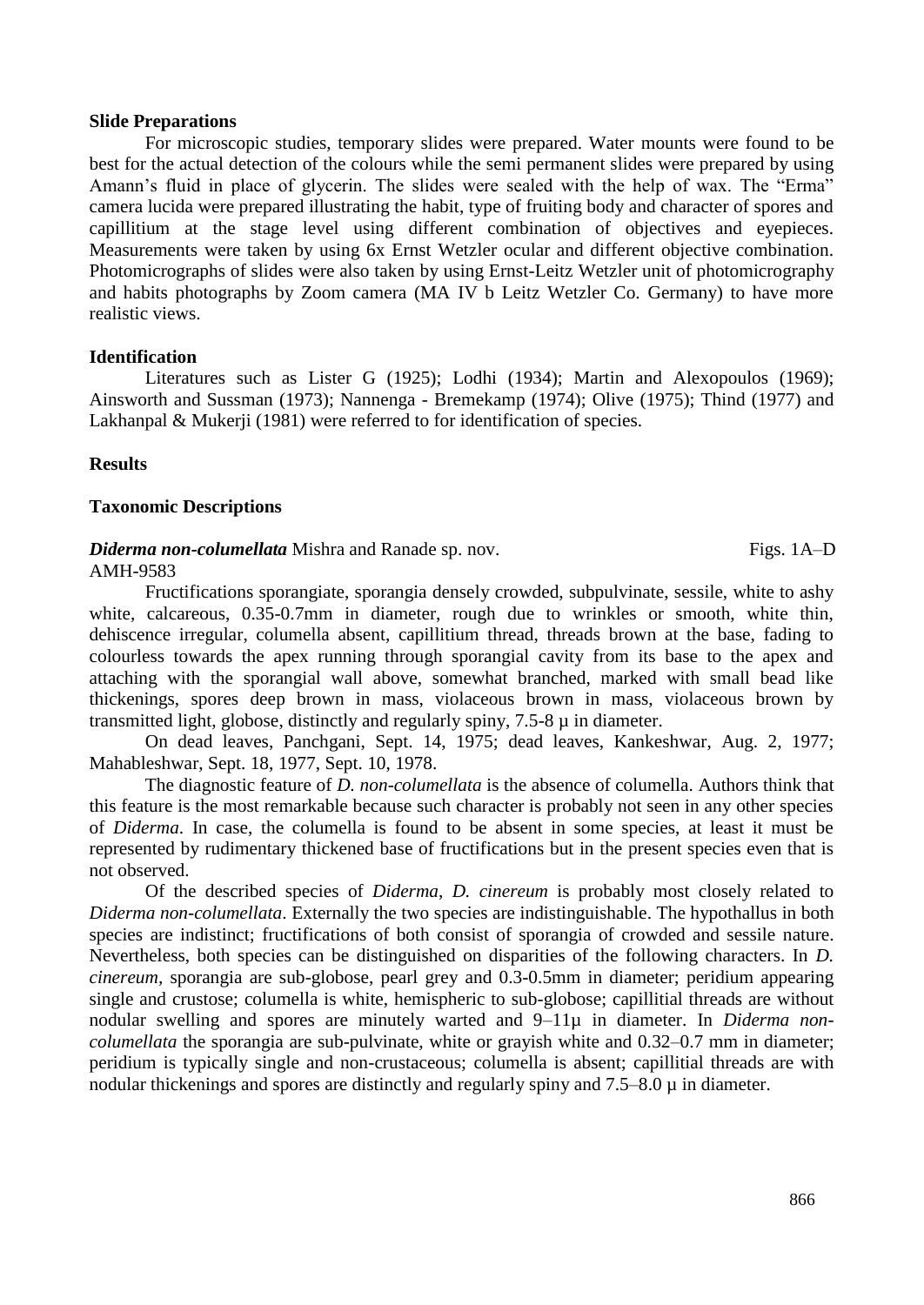**Slide Preparations**

For microscopic studies, temporary slides were prepared. Water mounts were found to be best for the actual detection of the colours while the semi permanent slides were prepared by using Amann's fluid in place of glycerin. The slides were sealed with the help of wax. The "Erma" camera lucida were prepared illustrating the habit, type of fruiting body and character of spores and capillitium at the stage level using different combination of objectives and eyepieces. Measurements were taken by using 6x Ernst Wetzler ocular and different objective combination. Photomicrographs of slides were also taken by using Ernst-Leitz Wetzler unit of photomicrography and habits photographs by Zoom camera (MA IV b Leitz Wetzler Co. Germany) to have more realistic views.

**Identification**

Literatures such as Lister G (1925); Lodhi (1934); Martin and Alexopoulos (1969); Ainsworth and Sussman (1973); Nannenga - Bremekamp (1974); Olive (1975); Thind (1977) and Lakhanpal & Mukerji (1981) were referred to for identification of species.

**Results**

**Taxonomic Descriptions**

***Diderma non-columellata*** Mishra and Ranade sp. nov. Figs. 1A–D
AMH-9583

Fructifications sporangiate, sporangia densely crowded, subpulvinate, sessile, white to ashy white, calcareous, 0.35-0.7mm in diameter, rough due to wrinkles or smooth, white thin, dehiscence irregular, columella absent, capillitium thread, threads brown at the base, fading to colourless towards the apex running through sporangial cavity from its base to the apex and attaching with the sporangial wall above, somewhat branched, marked with small bead like thickenings, spores deep brown in mass, violaceous brown in mass, violaceous brown by transmitted light, globose, distinctly and regularly spiny, 7.5-8 µ in diameter.

On dead leaves, Panchgani, Sept. 14, 1975; dead leaves, Kankeshwar, Aug. 2, 1977; Mahableshwar, Sept. 18, 1977, Sept. 10, 1978.

The diagnostic feature of *D. non-columellata* is the absence of columella. Authors think that this feature is the most remarkable because such character is probably not seen in any other species of *Diderma*. In case, the columella is found to be absent in some species, at least it must be represented by rudimentary thickened base of fructifications but in the present species even that is not observed.

Of the described species of *Diderma*, *D. cinereum* is probably most closely related to *Diderma non-columellata*. Externally the two species are indistinguishable. The hypothallus in both species are indistinct; fructifications of both consist of sporangia of crowded and sessile nature. Nevertheless, both species can be distinguished on disparities of the following characters. In *D. cinereum*, sporangia are sub-globose, pearl grey and 0.3-0.5mm in diameter; peridium appearing single and crustose; columella is white, hemispheric to sub-globose; capillitial threads are without nodular swelling and spores are minutely warted and 9–11µ in diameter. In *Diderma non-columellata* the sporangia are sub-pulvinate, white or grayish white and 0.32–0.7 mm in diameter; peridium is typically single and non-crustaceous; columella is absent; capillitial threads are with nodular thickenings and spores are distinctly and regularly spiny and 7.5–8.0 µ in diameter.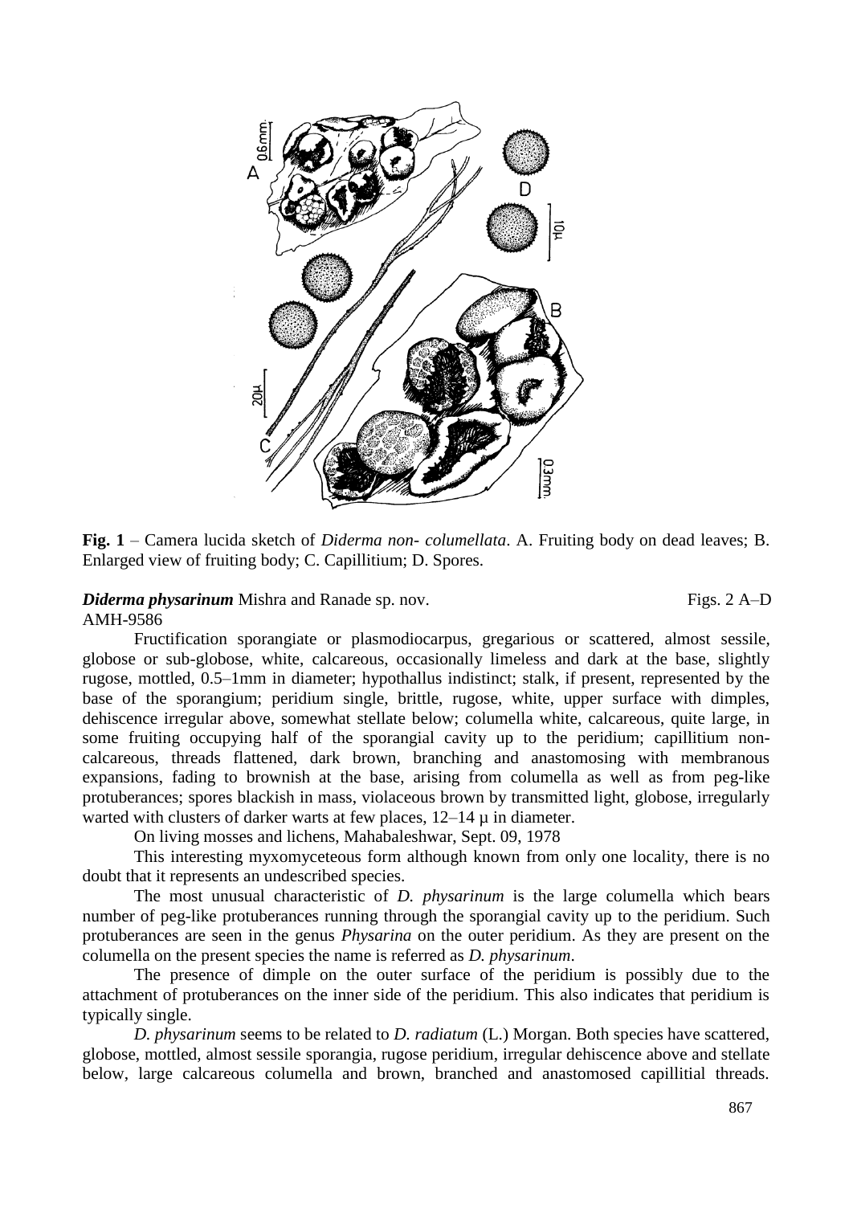**Fig. 1** – Camera lucida sketch of *Diderma non- columellata*. A. Fruiting body on dead leaves; B. Enlarged view of fruiting body; C. Capillitium; D. Spores.

***Diderma physarinum*** **Mishra and Ranade sp. nov.** Figs. 2 A–D

AMH-9586

Fructification sporangiate or plasmodiocarpus, gregarious or scattered, almost sessile, globose or sub-globose, white, calcareous, occasionally limeless and dark at the base, slightly rugose, mottled, 0.5–1mm in diameter; hypothallus indistinct; stalk, if present, represented by the base of the sporangium; peridium single, brittle, rugose, white, upper surface with dimples, dehiscence irregular above, somewhat stellate below; columella white, calcareous, quite large, in some fruiting occupying half of the sporangial cavity up to the peridium; capillitium non-calcareous, threads flattened, dark brown, branching and anastomosing with membranous expansions, fading to brownish at the base, arising from columella as well as from peg-like protuberances; spores blackish in mass, violaceous brown by transmitted light, globose, irregularly warted with clusters of darker warts at few places, 12–14 µ in diameter.

On living mosses and lichens, Mahabaleshwar, Sept. 09, 1978

This interesting myxomyceteous form although known from only one locality, there is no doubt that it represents an undescribed species.

The most unusual characteristic of *D. physarinum* is the large columella which bears number of peg-like protuberances running through the sporangial cavity up to the peridium. Such protuberances are seen in the genus *Physarina* on the outer peridium. As they are present on the columella on the present species the name is referred as *D. physarinum*.

The presence of dimple on the outer surface of the peridium is possibly due to the attachment of protuberances on the inner side of the peridium. This also indicates that peridium is typically single.

*D. physarinum* seems to be related to *D. radiatum* (L.) Morgan. Both species have scattered, globose, mottled, almost sessile sporangia, rugose peridium, irregular dehiscence above and stellate below, large calcareous columella and brown, branched and anastomosed capillitial threads.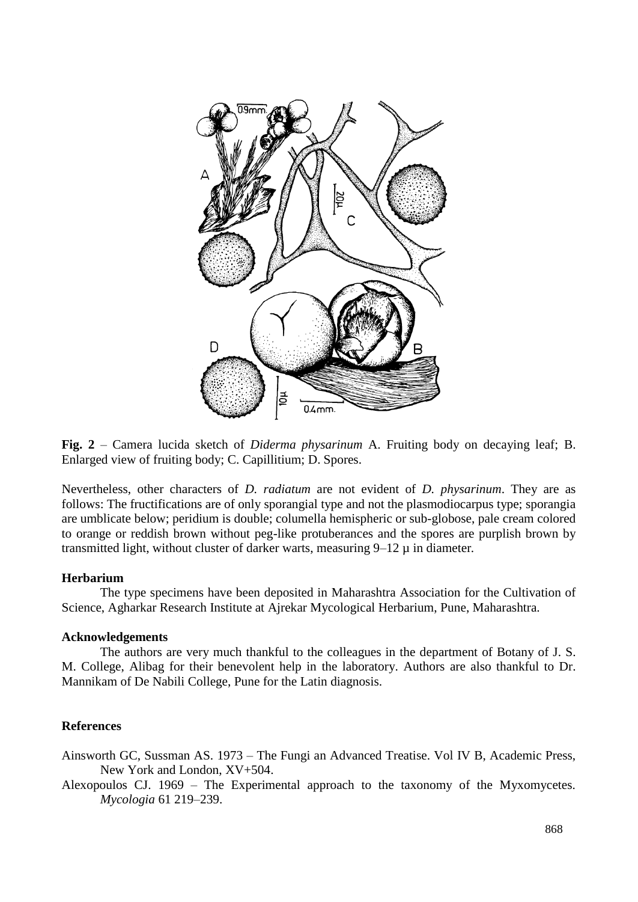**Fig. 2** – Camera lucida sketch of *Diderma physarinum* A. Fruiting body on decaying leaf; B. Enlarged view of fruiting body; C. Capillitium; D. Spores.

Nevertheless, other characters of *D. radiatum* are not evident of *D. physarinum*. They are as follows: The fructifications are of only sporangial type and not the plasmodiocarpus type; sporangia are umblicate below; peridium is double; columella hemispheric or sub-globose, pale cream colored to orange or reddish brown without peg-like protuberances and the spores are purplish brown by transmitted light, without cluster of darker warts, measuring 9–12 µ in diameter.

### Herbarium

The type specimens have been deposited in Maharashtra Association for the Cultivation of Science, Agharkar Research Institute at Ajrekar Mycological Herbarium, Pune, Maharashtra.

### Acknowledgements

The authors are very much thankful to the colleagues in the department of Botany of J. S. M. College, Alibag for their benevolent help in the laboratory. Authors are also thankful to Dr. Mannikam of De Nabili College, Pune for the Latin diagnosis.

### References

Ainsworth GC, Sussman AS. 1973 – The Fungi an Advanced Treatise. Vol IV B, Academic Press, New York and London, XV+504.

Alexopoulos CJ. 1969 – The Experimental approach to the taxonomy of the Myxomycetes. *Mycologia* 61 219–239.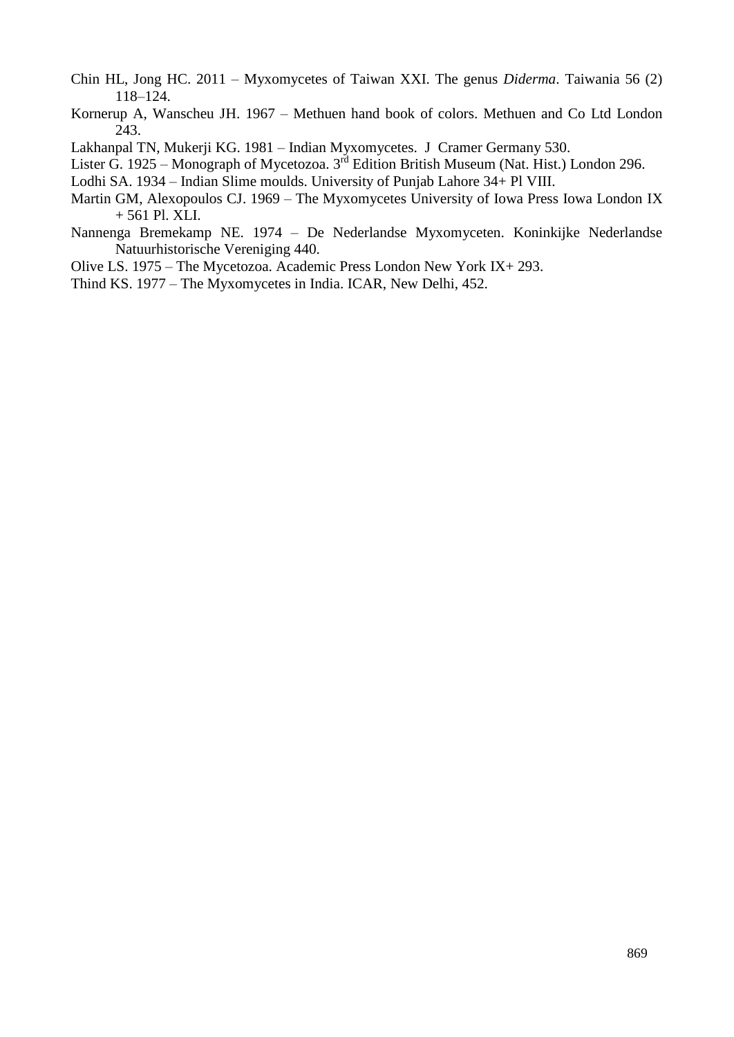Chin HL, Jong HC. 2011 – Myxomycetes of Taiwan XXI. The genus *Diderma*. Taiwania 56 (2) 118–124.

Kornerup A, Wanscheu JH. 1967 – Methuen hand book of colors. Methuen and Co Ltd London 243.

Lakhanpal TN, Mukerji KG. 1981 – Indian Myxomycetes. J Cramer Germany 530.

Lister G. 1925 – Monograph of Mycetozoa. 3rd Edition British Museum (Nat. Hist.) London 296.

Lodhi SA. 1934 – Indian Slime moulds. University of Punjab Lahore 34+ Pl VIII.

Martin GM, Alexopoulos CJ. 1969 – The Myxomycetes University of Iowa Press Iowa London IX + 561 Pl. XLI.

Nannenga Bremekamp NE. 1974 – De Nederlandse Myxomyceten. Koninkijke Nederlandse Natuurhistorische Vereniging 440.

Olive LS. 1975 – The Mycetozoa. Academic Press London New York IX+ 293.

Thind KS. 1977 – The Myxomycetes in India. ICAR, New Delhi, 452.